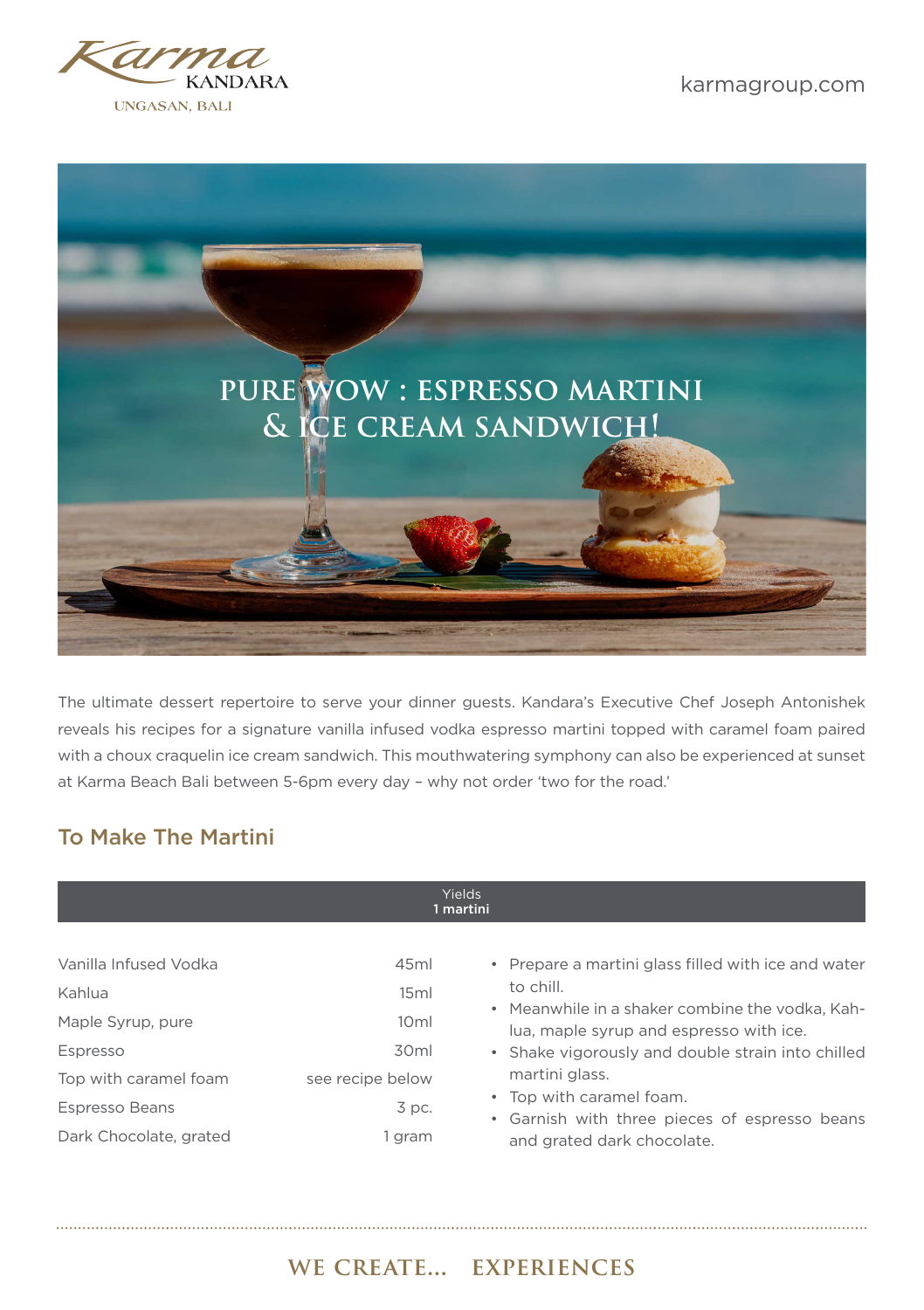Karma KANDARA UNGASAN, BALI

karmagroup.com

# PURE WOW : ESPRESSO MARTINI & ICE CREAM SANDWICH!

The ultimate dessert repertoire to serve your dinner guests. Kandara's Executive Chef Joseph Antonishek reveals his recipes for a signature vanilla infused vodka espresso martini topped with caramel foam paired with a choux craquelin ice cream sandwich. This mouthwatering symphony can also be experienced at sunset at Karma Beach Bali between 5-6pm every day – why not order 'two for the road.'

## To Make The Martini

Yields **1 martini**

| Ingredient | Quantity |
|---|---|
| Vanilla Infused Vodka | 45ml |
| Kahlua | 15ml |
| Maple Syrup, pure | 10ml |
| Espresso | 30ml |
| Top with caramel foam | see recipe below |
| Espresso Beans | 3 pc. |
| Dark Chocolate, grated | 1 gram |

- Prepare a martini glass filled with ice and water to chill.
- Meanwhile in a shaker combine the vodka, Kahlua, maple syrup and espresso with ice.
- Shake vigorously and double strain into chilled martini glass.
- Top with caramel foam.
- Garnish with three pieces of espresso beans and grated dark chocolate.

WE CREATE... EXPERIENCES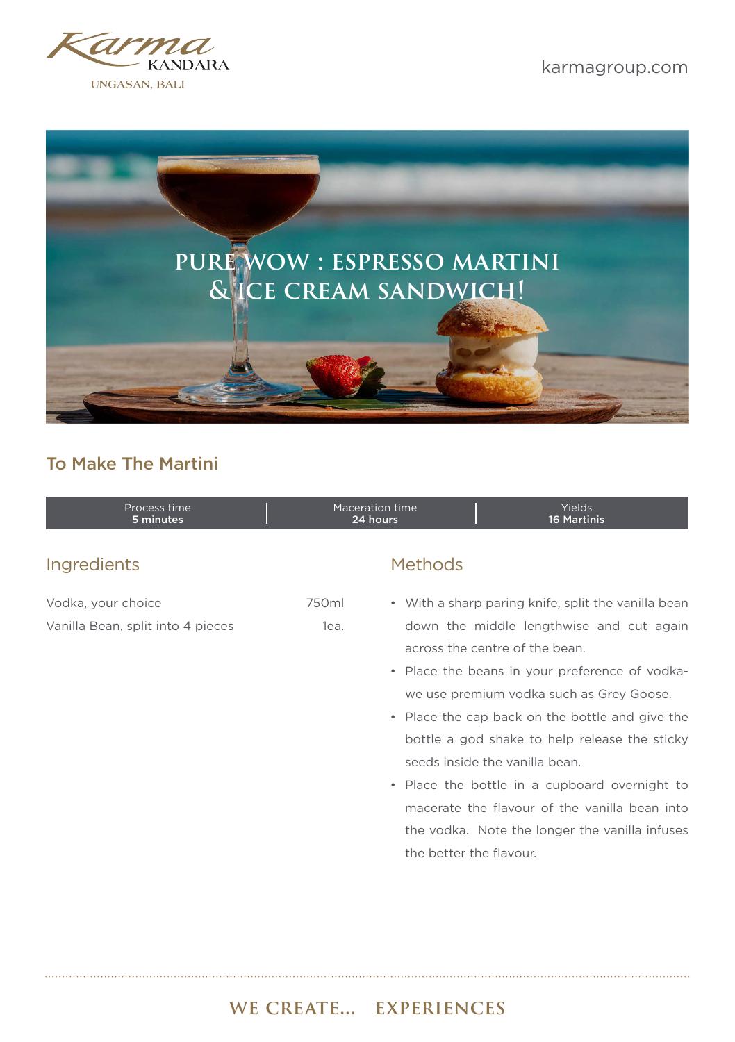Karma KANDARA
UNGASAN, BALI

karmagroup.com

# PURE WOW : ESPRESSO MARTINI & ICE CREAM SANDWICH!

## To Make The Martini

| Process time | Maceration time | Yields |
|---|---|---|
| **5 minutes** | **24 hours** | **16 Martinis** |

### Ingredients

| | |
|---|---|
| Vodka, your choice | 750ml |
| Vanilla Bean, split into 4 pieces | 1ea. |

### Methods

- With a sharp paring knife, split the vanilla bean down the middle lengthwise and cut again across the centre of the bean.
- Place the beans in your preference of vodka- we use premium vodka such as Grey Goose.
- Place the cap back on the bottle and give the bottle a god shake to help release the sticky seeds inside the vanilla bean.
- Place the bottle in a cupboard overnight to macerate the flavour of the vanilla bean into the vodka. Note the longer the vanilla infuses the better the flavour.

WE CREATE... EXPERIENCES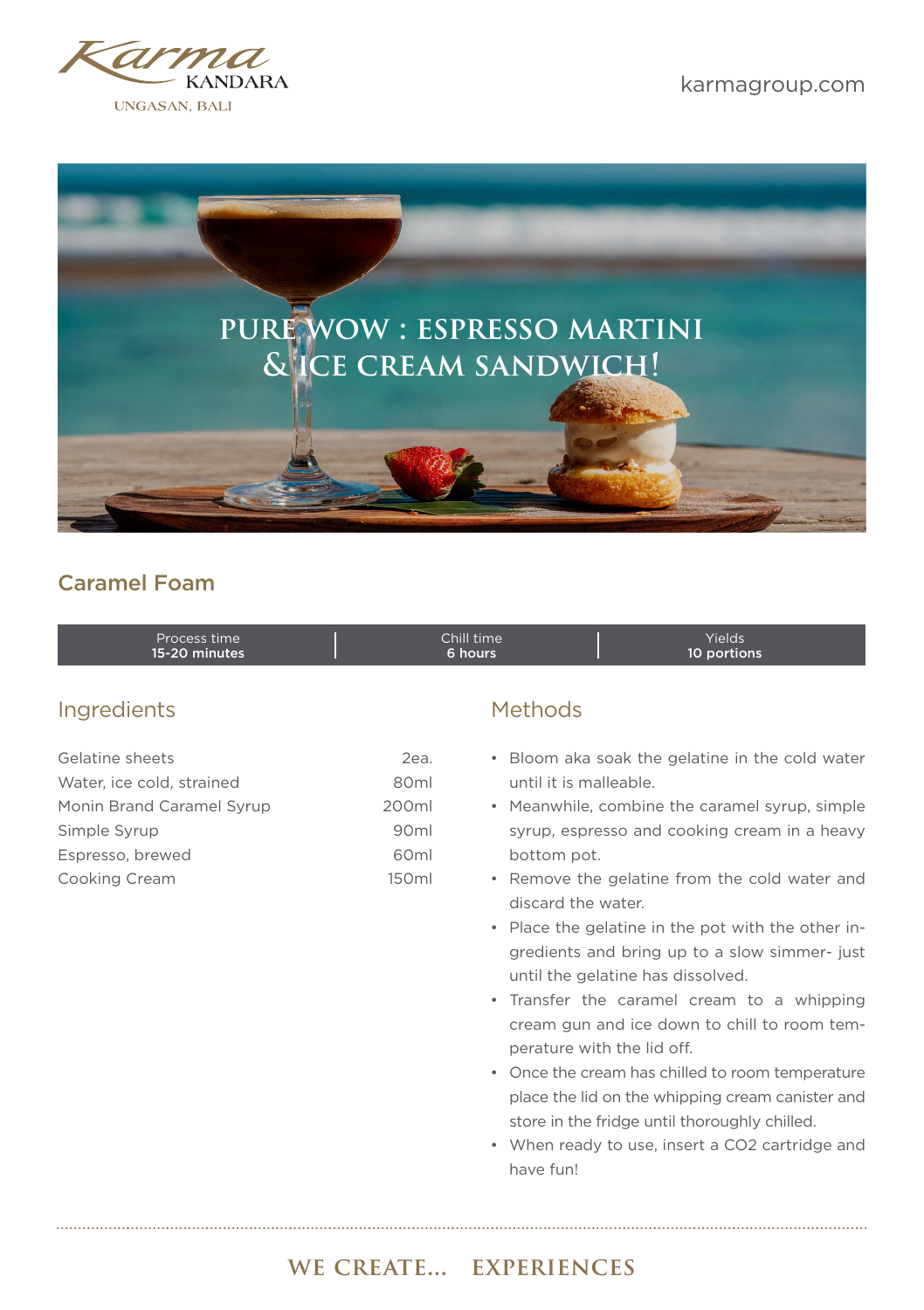# PURE WOW : ESPRESSO MARTINI & ICE CREAM SANDWICH!

## Caramel Foam

| Process time | Chill time | Yields |
|---|---|---|
| **15-20 minutes** | **6 hours** | **10 portions** |

### Ingredients

| | |
|---|---|
| Gelatine sheets | 2ea. |
| Water, ice cold, strained | 80ml |
| Monin Brand Caramel Syrup | 200ml |
| Simple Syrup | 90ml |
| Espresso, brewed | 60ml |
| Cooking Cream | 150ml |

### Methods

- Bloom aka soak the gelatine in the cold water until it is malleable.
- Meanwhile, combine the caramel syrup, simple syrup, espresso and cooking cream in a heavy bottom pot.
- Remove the gelatine from the cold water and discard the water.
- Place the gelatine in the pot with the other ingredients and bring up to a slow simmer- just until the gelatine has dissolved.
- Transfer the caramel cream to a whipping cream gun and ice down to chill to room temperature with the lid off.
- Once the cream has chilled to room temperature place the lid on the whipping cream canister and store in the fridge until thoroughly chilled.
- When ready to use, insert a $CO_2$ cartridge and have fun!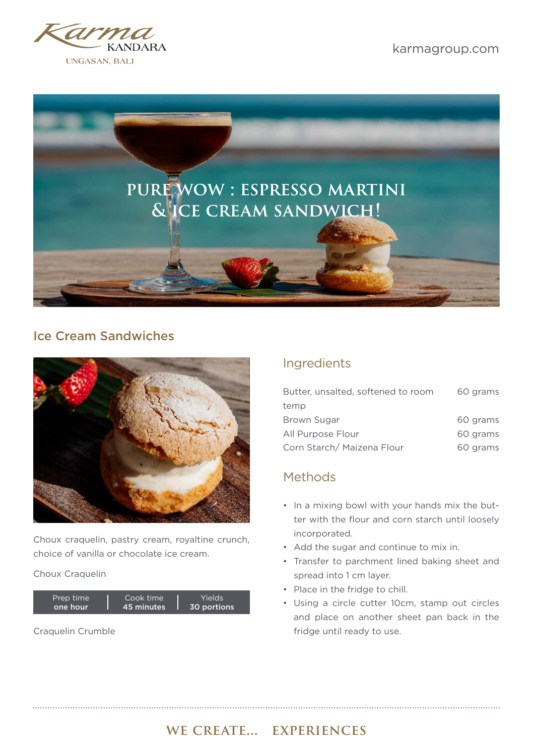# PURE WOW : ESPRESSO MARTINI & ICE CREAM SANDWICH!

## Ice Cream Sandwiches

Choux craquelin, pastry cream, royaltine crunch, choice of vanilla or chocolate ice cream.

Choux Craquelin

| Prep time | Cook time | Yields |
|---|---|---|
| **one hour** | **45 minutes** | **30 portions** |

Craquelin Crumble

### Ingredients

| | |
|---|---|
| Butter, unsalted, softened to room temp | 60 grams |
| Brown Sugar | 60 grams |
| All Purpose Flour | 60 grams |
| Corn Starch/ Maizena Flour | 60 grams |

### Methods

- In a mixing bowl with your hands mix the butter with the flour and corn starch until loosely incorporated.
- Add the sugar and continue to mix in.
- Transfer to parchment lined baking sheet and spread into 1 cm layer.
- Place in the fridge to chill.
- Using a circle cutter 10cm, stamp out circles and place on another sheet pan back in the fridge until ready to use.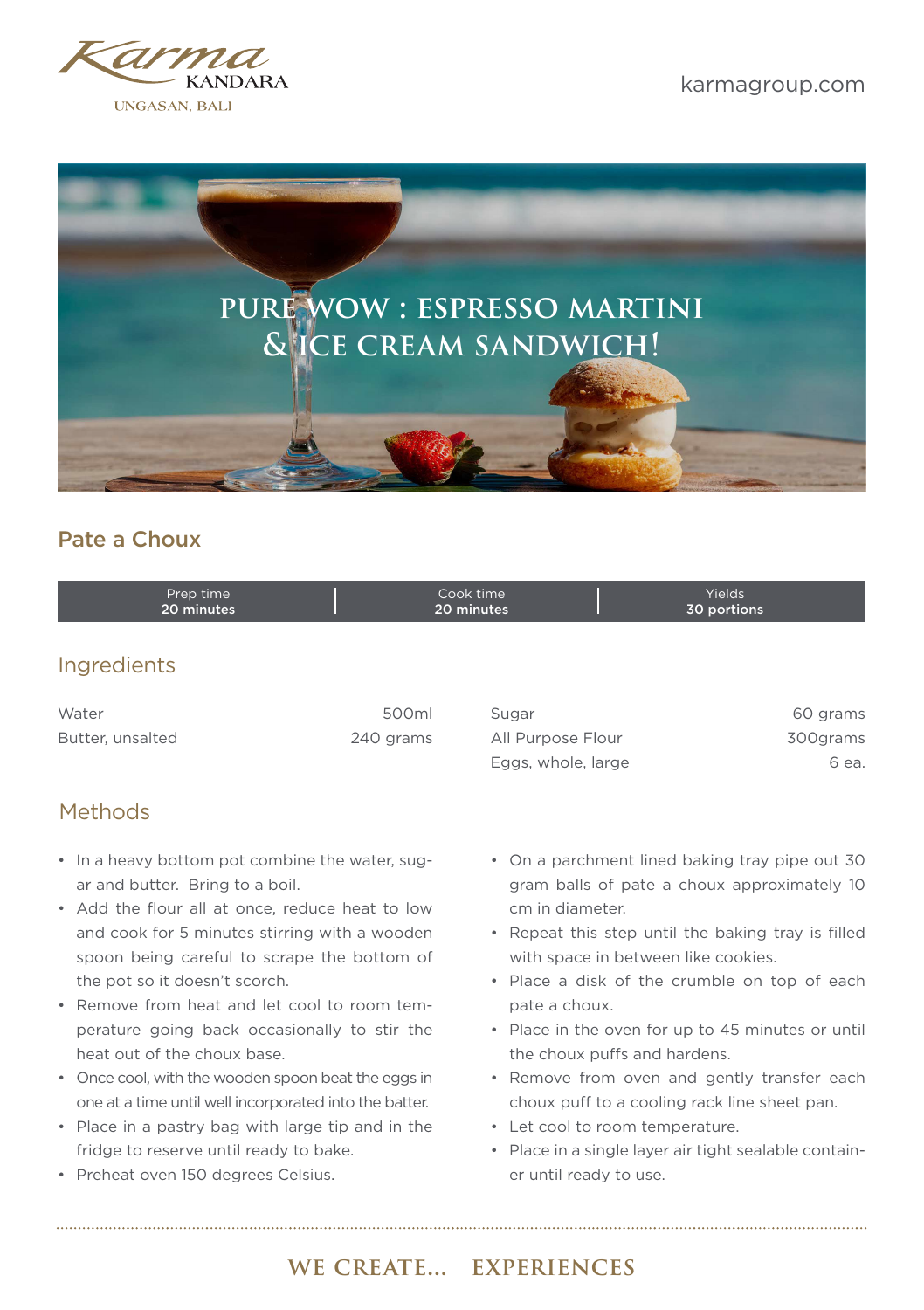# PURE WOW : ESPRESSO MARTINI & ICE CREAM SANDWICH!

## Pate a Choux

| Prep time | Cook time | Yields |
|---|---|---|
| **20 minutes** | **20 minutes** | **30 portions** |

### Ingredients

| Ingredient | Amount |
|---|---|
| Water | 500ml |
| Butter, unsalted | 240 grams |
| Sugar | 60 grams |
| All Purpose Flour | 300grams |
| Eggs, whole, large | 6 ea. |

### Methods

- In a heavy bottom pot combine the water, sugar and butter. Bring to a boil.
- Add the flour all at once, reduce heat to low and cook for 5 minutes stirring with a wooden spoon being careful to scrape the bottom of the pot so it doesn't scorch.
- Remove from heat and let cool to room temperature going back occasionally to stir the heat out of the choux base.
- Once cool, with the wooden spoon beat the eggs in one at a time until well incorporated into the batter.
- Place in a pastry bag with large tip and in the fridge to reserve until ready to bake.
- Preheat oven 150 degrees Celsius.
- On a parchment lined baking tray pipe out 30 gram balls of pate a choux approximately 10 cm in diameter.
- Repeat this step until the baking tray is filled with space in between like cookies.
- Place a disk of the crumble on top of each pate a choux.
- Place in the oven for up to 45 minutes or until the choux puffs and hardens.
- Remove from oven and gently transfer each choux puff to a cooling rack line sheet pan.
- Let cool to room temperature.
- Place in a single layer air tight sealable container until ready to use.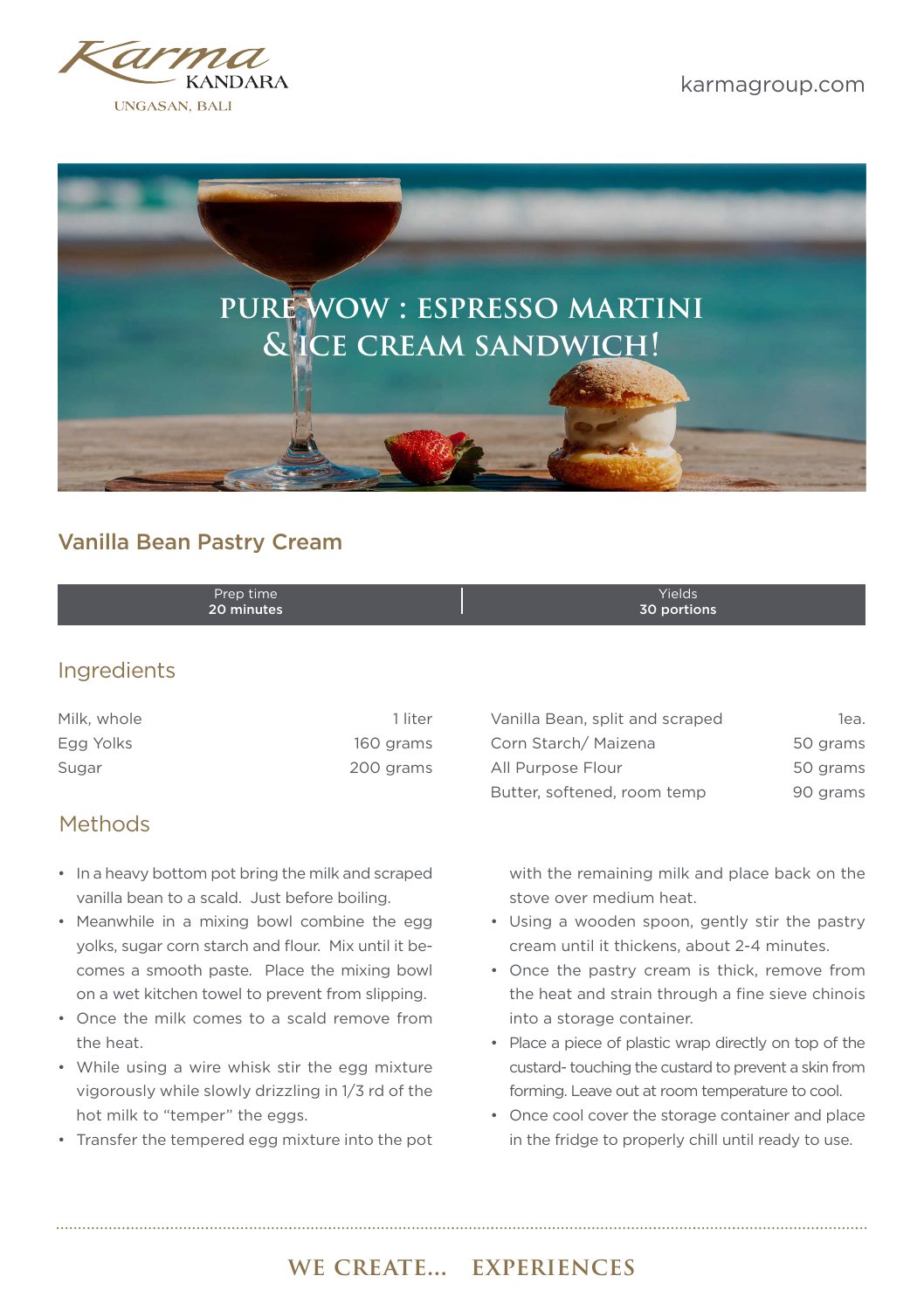# PURE WOW : ESPRESSO MARTINI & ICE CREAM SANDWICH!

## Vanilla Bean Pastry Cream

| Prep time | Yields |
|---|---|
| **20 minutes** | **30 portions** |

### Ingredients

| | |
|---|---|
| Milk, whole | 1 liter |
| Egg Yolks | 160 grams |
| Sugar | 200 grams |
| Vanilla Bean, split and scraped | 1ea. |
| Corn Starch/ Maizena | 50 grams |
| All Purpose Flour | 50 grams |
| Butter, softened, room temp | 90 grams |

### Methods

- In a heavy bottom pot bring the milk and scraped vanilla bean to a scald. Just before boiling.
- Meanwhile in a mixing bowl combine the egg yolks, sugar corn starch and flour. Mix until it becomes a smooth paste. Place the mixing bowl on a wet kitchen towel to prevent from slipping.
- Once the milk comes to a scald remove from the heat.
- While using a wire whisk stir the egg mixture vigorously while slowly drizzling in 1/3 rd of the hot milk to "temper" the eggs.
- Transfer the tempered egg mixture into the pot with the remaining milk and place back on the stove over medium heat.
- Using a wooden spoon, gently stir the pastry cream until it thickens, about 2-4 minutes.
- Once the pastry cream is thick, remove from the heat and strain through a fine sieve chinois into a storage container.
- Place a piece of plastic wrap directly on top of the custard- touching the custard to prevent a skin from forming. Leave out at room temperature to cool.
- Once cool cover the storage container and place in the fridge to properly chill until ready to use.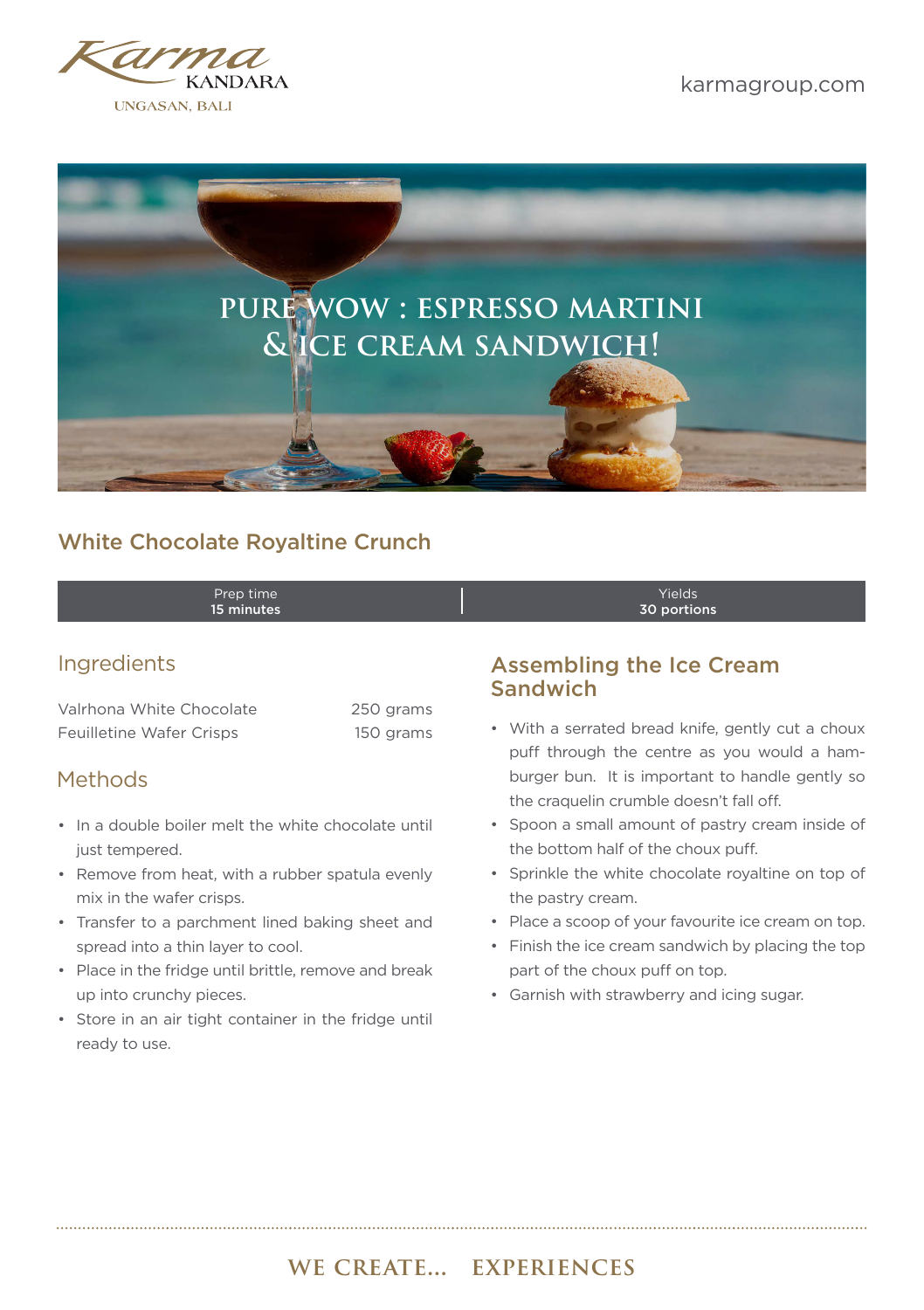Karma KANDARA
UNGASAN, BALI

karmagroup.com

PURE WOW : ESPRESSO MARTINI & ICE CREAM SANDWICH!

## White Chocolate Royaltine Crunch

| Prep time | Yields |
| --- | --- |
| **15 minutes** | **30 portions** |

### Ingredients

| | |
| --- | --- |
| Valrhona White Chocolate | 250 grams |
| Feuilletine Wafer Crisps | 150 grams |

### Methods

- In a double boiler melt the white chocolate until just tempered.
- Remove from heat, with a rubber spatula evenly mix in the wafer crisps.
- Transfer to a parchment lined baking sheet and spread into a thin layer to cool.
- Place in the fridge until brittle, remove and break up into crunchy pieces.
- Store in an air tight container in the fridge until ready to use.

### Assembling the Ice Cream Sandwich

- With a serrated bread knife, gently cut a choux puff through the centre as you would a hamburger bun. It is important to handle gently so the craquelin crumble doesn't fall off.
- Spoon a small amount of pastry cream inside of the bottom half of the choux puff.
- Sprinkle the white chocolate royaltine on top of the pastry cream.
- Place a scoop of your favourite ice cream on top.
- Finish the ice cream sandwich by placing the top part of the choux puff on top.
- Garnish with strawberry and icing sugar.

WE CREATE... EXPERIENCES